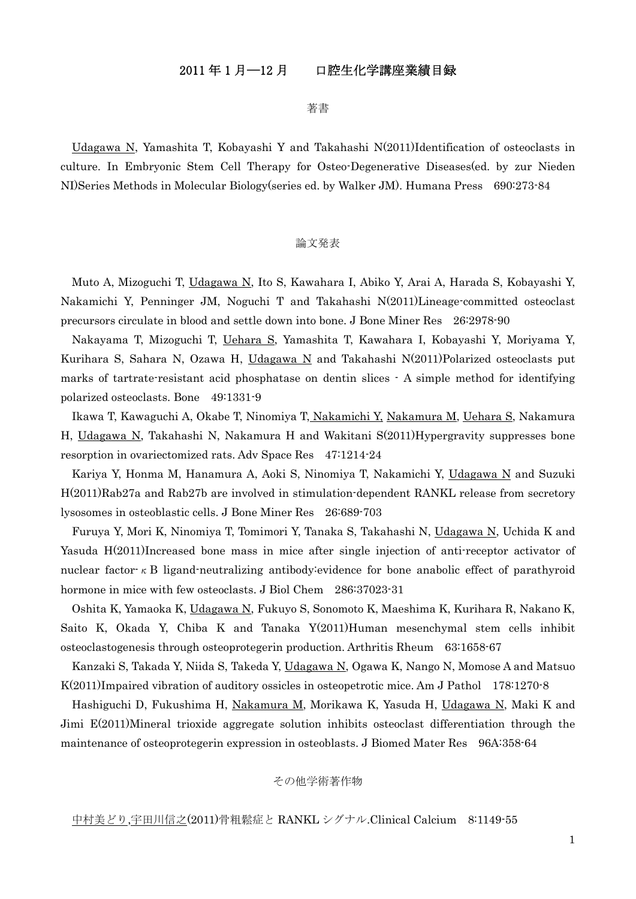# 2011 年 1 月―12 月　　口腔生化学講座業績目録

## 著書

<u>Udagawa N</u>, Yamashita T, Kobayashi Y and Takahashi N(2011)Identification of osteoclasts in culture. In Embryonic Stem Cell Therapy for Osteo-Degenerative Diseases(ed. by zur Nieden NI)Series Methods in Molecular Biology(series ed. by Walker JM). Humana Press　690:273-84

## 論文発表

Muto A, Mizoguchi T, <u>Udagawa N</u>, Ito S, Kawahara I, Abiko Y, Arai A, Harada S, Kobayashi Y, Nakamichi Y, Penninger JM, Noguchi T and Takahashi N(2011)Lineage-committed osteoclast precursors circulate in blood and settle down into bone. J Bone Miner Res　26:2978-90

Nakayama T, Mizoguchi T, <u>Uehara S</u>, Yamashita T, Kawahara I, Kobayashi Y, Moriyama Y, Kurihara S, Sahara N, Ozawa H, <u>Udagawa N</u> and Takahashi N(2011)Polarized osteoclasts put marks of tartrate-resistant acid phosphatase on dentin slices - A simple method for identifying polarized osteoclasts. Bone　49:1331-9

Ikawa T, Kawaguchi A, Okabe T, Ninomiya T, <u>Nakamichi Y</u>, <u>Nakamura M</u>, <u>Uehara S</u>, Nakamura H, <u>Udagawa N</u>, Takahashi N, Nakamura H and Wakitani S(2011)Hypergravity suppresses bone resorption in ovariectomized rats. Adv Space Res　47:1214-24

Kariya Y, Honma M, Hanamura A, Aoki S, Ninomiya T, Nakamichi Y, <u>Udagawa N</u> and Suzuki H(2011)Rab27a and Rab27b are involved in stimulation-dependent RANKL release from secretory lysosomes in osteoblastic cells. J Bone Miner Res　26:689-703

Furuya Y, Mori K, Ninomiya T, Tomimori Y, Tanaka S, Takahashi N, <u>Udagawa N</u>, Uchida K and Yasuda H(2011)Increased bone mass in mice after single injection of anti-receptor activator of nuclear factor-$\kappa$B ligand-neutralizing antibody:evidence for bone anabolic effect of parathyroid hormone in mice with few osteoclasts. J Biol Chem　286:37023-31

Oshita K, Yamaoka K, <u>Udagawa N</u>, Fukuyo S, Sonomoto K, Maeshima K, Kurihara R, Nakano K, Saito K, Okada Y, Chiba K and Tanaka Y(2011)Human mesenchymal stem cells inhibit osteoclastogenesis through osteoprotegerin production. Arthritis Rheum　63:1658-67

Kanzaki S, Takada Y, Niida S, Takeda Y, <u>Udagawa N</u>, Ogawa K, Nango N, Momose A and Matsuo K(2011)Impaired vibration of auditory ossicles in osteopetrotic mice. Am J Pathol　178:1270-8

Hashiguchi D, Fukushima H, <u>Nakamura M</u>, Morikawa K, Yasuda H, <u>Udagawa N</u>, Maki K and Jimi E(2011)Mineral trioxide aggregate solution inhibits osteoclast differentiation through the maintenance of osteoprotegerin expression in osteoblasts. J Biomed Mater Res　96A:358-64

## その他学術著作物

<u>中村美どり</u>,<u>宇田川信之</u>(2011)骨粗鬆症と RANKL シグナル.Clinical Calcium　8:1149-55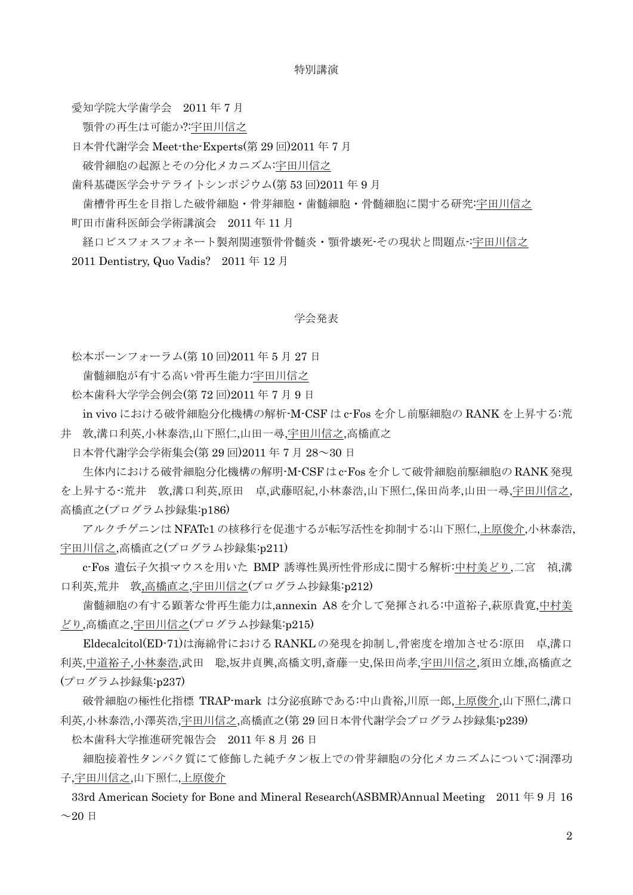## 特別講演

愛知学院大学歯学会　2011 年 7 月

　顎骨の再生は可能か?:宇田川信之

日本骨代謝学会 Meet-the-Experts(第 29 回)2011 年 7 月

　破骨細胞の起源とその分化メカニズム:宇田川信之

歯科基礎医学会サテライトシンポジウム(第 53 回)2011 年 9 月

　歯槽骨再生を目指した破骨細胞・骨芽細胞・歯髄細胞・骨髄細胞に関する研究:宇田川信之

町田市歯科医師会学術講演会　2011 年 11 月

　経口ビスフォスフォネート製剤関連顎骨骨髄炎・顎骨壊死-その現状と問題点-:宇田川信之

2011 Dentistry, Quo Vadis?　2011 年 12 月

## 学会発表

松本ボーンフォーラム(第 10 回)2011 年 5 月 27 日

　歯髄細胞が有する高い骨再生能力:宇田川信之

松本歯科大学学会例会(第 72 回)2011 年 7 月 9 日

　in vivo における破骨細胞分化機構の解析-M-CSF は c-Fos を介し前駆細胞の RANK を上昇する:荒井　敦,溝口利英,小林泰浩,山下照仁,山田一尋,宇田川信之,高橋直之

日本骨代謝学会学術集会(第 29 回)2011 年 7 月 28～30 日

　生体内における破骨細胞分化機構の解明-M-CSF は c-Fos を介して破骨細胞前駆細胞の RANK 発現を上昇する-:荒井　敦,溝口利英,原田　卓,武藤昭紀,小林泰浩,山下照仁,保田尚孝,山田一尋,宇田川信之,高橋直之(プログラム抄録集:p186)

　アルクチゲニンは NFATc1 の核移行を促進するが転写活性を抑制する:山下照仁,上原俊介,小林泰浩,宇田川信之,高橋直之(プログラム抄録集:p211)

　c-Fos 遺伝子欠損マウスを用いた BMP 誘導性異所性骨形成に関する解析:中村美どり,二宮　禎,溝口利英,荒井　敦,高橋直之,宇田川信之(プログラム抄録集:p212)

　歯髄細胞の有する顕著な骨再生能力は,annexin A8 を介して発揮される:中道裕子,萩原貴寛,中村美どり,高橋直之,宇田川信之(プログラム抄録集:p215)

　Eldecalcitol(ED-71)は海綿骨における RANKL の発現を抑制し,骨密度を増加させる:原田　卓,溝口利英,中道裕子,小林泰浩,武田　聡,坂井貞興,高橋文明,斎藤一史,保田尚孝,宇田川信之,須田立雄,高橋直之(プログラム抄録集:p237)

　破骨細胞の極性化指標 TRAP-mark は分泌痕跡である:中山貴裕,川原一郎,上原俊介,山下照仁,溝口利英,小林泰浩,小澤英浩,宇田川信之,高橋直之(第 29 回日本骨代謝学会プログラム抄録集:p239)

松本歯科大学推進研究報告会　2011 年 8 月 26 日

　細胞接着性タンパク質にて修飾した純チタン板上での骨芽細胞の分化メカニズムについて:洞澤功子,宇田川信之,山下照仁,上原俊介

33rd American Society for Bone and Mineral Research(ASBMR)Annual Meeting　2011 年 9 月 16～20 日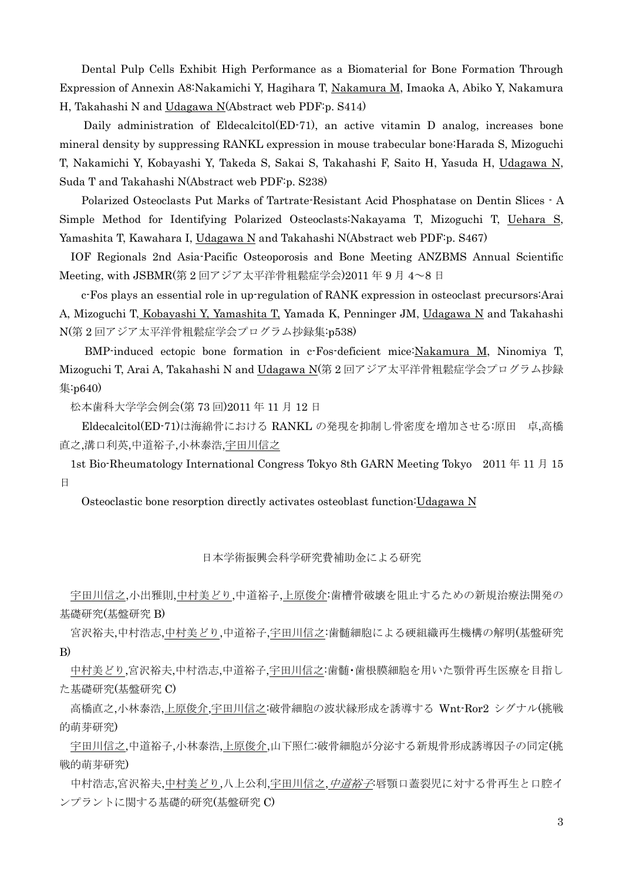Dental Pulp Cells Exhibit High Performance as a Biomaterial for Bone Formation Through Expression of Annexin A8:Nakamichi Y, Hagihara T, <u>Nakamura M</u>, Imaoka A, Abiko Y, Nakamura H, Takahashi N and <u>Udagawa N</u>(Abstract web PDF:p. S414)

Daily administration of Eldecalcitol(ED-71), an active vitamin D analog, increases bone mineral density by suppressing RANKL expression in mouse trabecular bone:Harada S, Mizoguchi T, Nakamichi Y, Kobayashi Y, Takeda S, Sakai S, Takahashi F, Saito H, Yasuda H, <u>Udagawa N</u>, Suda T and Takahashi N(Abstract web PDF:p. S238)

Polarized Osteoclasts Put Marks of Tartrate-Resistant Acid Phosphatase on Dentin Slices - A Simple Method for Identifying Polarized Osteoclasts:Nakayama T, Mizoguchi T, <u>Uehara S</u>, Yamashita T, Kawahara I, <u>Udagawa N</u> and Takahashi N(Abstract web PDF:p. S467)

IOF Regionals 2nd Asia-Pacific Osteoporosis and Bone Meeting ANZBMS Annual Scientific Meeting, with JSBMR(第 2 回アジア太平洋骨粗鬆症学会)2011 年 9 月 4～8 日

c-Fos plays an essential role in up-regulation of RANK expression in osteoclast precursors:Arai A, Mizoguchi T, <u>Kobayashi Y, Yamashita T,</u> Yamada K, Penninger JM, <u>Udagawa N</u> and Takahashi N(第 2 回アジア太平洋骨粗鬆症学会プログラム抄録集:p538)

BMP-induced ectopic bone formation in c-Fos-deficient mice:<u>Nakamura M</u>, Ninomiya T, Mizoguchi T, Arai A, Takahashi N and <u>Udagawa N</u>(第 2 回アジア太平洋骨粗鬆症学会プログラム抄録集:p640)

松本歯科大学学会例会(第 73 回)2011 年 11 月 12 日

Eldecalcitol(ED-71)は海綿骨における RANKL の発現を抑制し骨密度を増加させる:原田　卓,高橋直之,溝口利英,中道裕子,小林泰浩,<u>宇田川信之</u>

1st Bio-Rheumatology International Congress Tokyo 8th GARN Meeting Tokyo　2011 年 11 月 15 日

Osteoclastic bone resorption directly activates osteoblast function:<u>Udagawa N</u>

## 日本学術振興会科学研究費補助金による研究

<u>宇田川信之</u>,小出雅則,<u>中村美どり</u>,中道裕子,<u>上原俊介</u>:歯槽骨破壊を阻止するための新規治療法開発の基礎研究(基盤研究 B)

宮沢裕夫,中村浩志,<u>中村美どり</u>,中道裕子,<u>宇田川信之</u>:歯髄細胞による硬組織再生機構の解明(基盤研究 B)

<u>中村美どり</u>,宮沢裕夫,中村浩志,中道裕子,<u>宇田川信之</u>:歯髄・歯根膜細胞を用いた顎骨再生医療を目指した基礎研究(基盤研究 C)

高橋直之,小林泰浩,<u>上原俊介</u>,<u>宇田川信之</u>:破骨細胞の波状縁形成を誘導する Wnt-Ror2 シグナル(挑戦的萌芽研究)

<u>宇田川信之</u>,中道裕子,小林泰浩,<u>上原俊介</u>,山下照仁:破骨細胞が分泌する新規骨形成誘導因子の同定(挑戦的萌芽研究)

中村浩志,宮沢裕夫,<u>中村美どり</u>,八上公利,<u>宇田川信之</u>,<u>*中道裕子*</u>:唇顎口蓋裂児に対する骨再生と口腔インプラントに関する基礎的研究(基盤研究 C)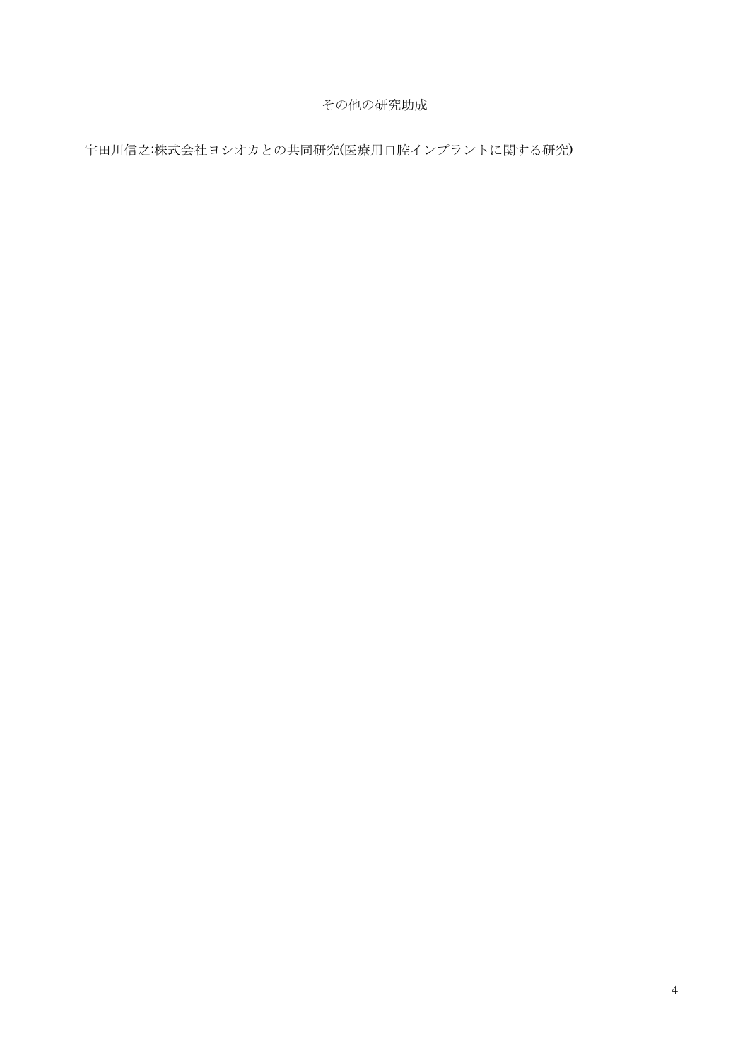## その他の研究助成

宇田川信之:株式会社ヨシオカとの共同研究(医療用口腔インプラントに関する研究)